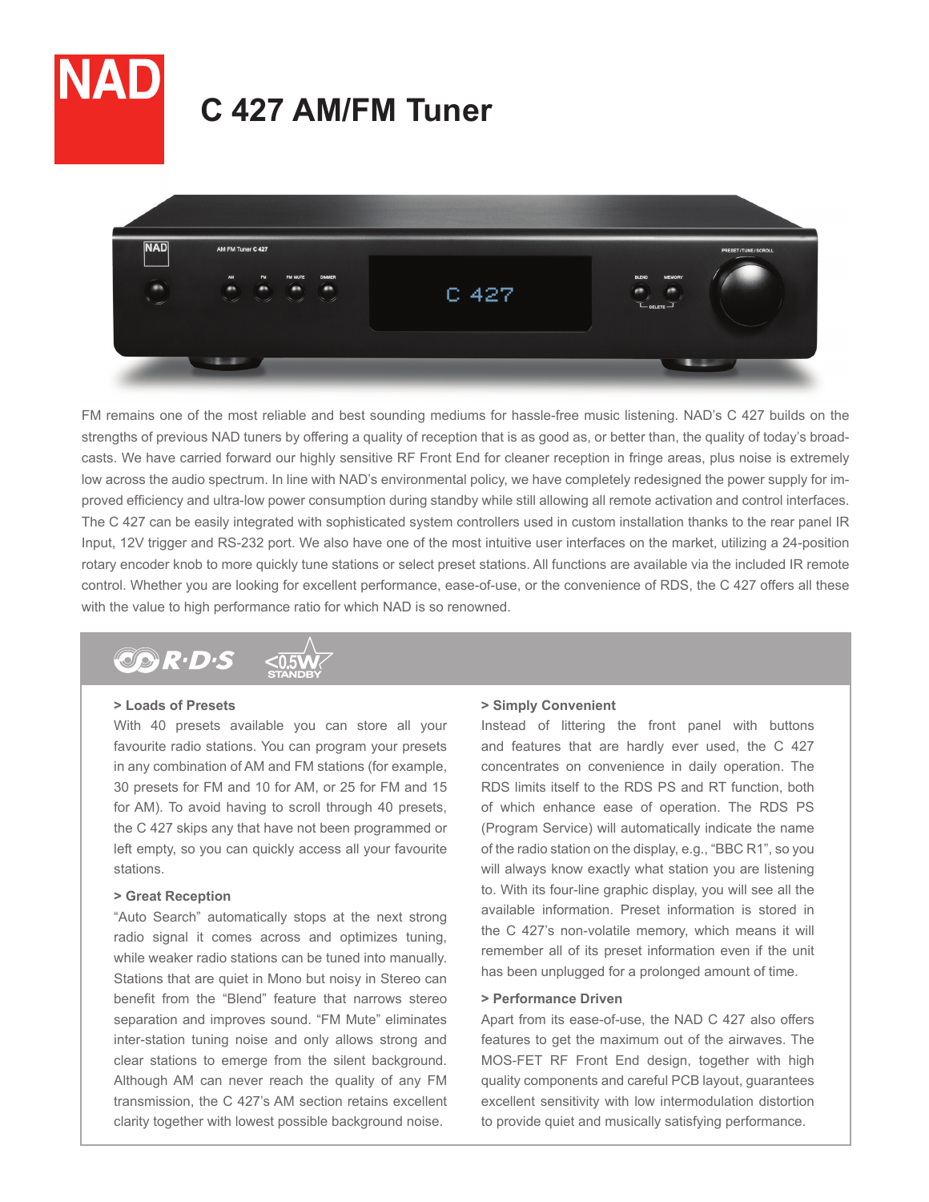# NAD

## C 427 AM/FM Tuner

FM remains one of the most reliable and best sounding mediums for hassle-free music listening. NAD's C 427 builds on the strengths of previous NAD tuners by offering a quality of reception that is as good as, or better than, the quality of today's broadcasts. We have carried forward our highly sensitive RF Front End for cleaner reception in fringe areas, plus noise is extremely low across the audio spectrum. In line with NAD's environmental policy, we have completely redesigned the power supply for improved efficiency and ultra-low power consumption during standby while still allowing all remote activation and control interfaces. The C 427 can be easily integrated with sophisticated system controllers used in custom installation thanks to the rear panel IR Input, 12V trigger and RS-232 port. We also have one of the most intuitive user interfaces on the market, utilizing a 24-position rotary encoder knob to more quickly tune stations or select preset stations. All functions are available via the included IR remote control. Whether you are looking for excellent performance, ease-of-use, or the convenience of RDS, the C 427 offers all these with the value to high performance ratio for which NAD is so renowned.

R·D·S <0.5W STANDBY

### > Loads of Presets

With 40 presets available you can store all your favourite radio stations. You can program your presets in any combination of AM and FM stations (for example, 30 presets for FM and 10 for AM, or 25 for FM and 15 for AM). To avoid having to scroll through 40 presets, the C 427 skips any that have not been programmed or left empty, so you can quickly access all your favourite stations.

### > Great Reception

"Auto Search" automatically stops at the next strong radio signal it comes across and optimizes tuning, while weaker radio stations can be tuned into manually. Stations that are quiet in Mono but noisy in Stereo can benefit from the "Blend" feature that narrows stereo separation and improves sound. "FM Mute" eliminates inter-station tuning noise and only allows strong and clear stations to emerge from the silent background. Although AM can never reach the quality of any FM transmission, the C 427's AM section retains excellent clarity together with lowest possible background noise.

### > Simply Convenient

Instead of littering the front panel with buttons and features that are hardly ever used, the C 427 concentrates on convenience in daily operation. The RDS limits itself to the RDS PS and RT function, both of which enhance ease of operation. The RDS PS (Program Service) will automatically indicate the name of the radio station on the display, e.g., "BBC R1", so you will always know exactly what station you are listening to. With its four-line graphic display, you will see all the available information. Preset information is stored in the C 427's non-volatile memory, which means it will remember all of its preset information even if the unit has been unplugged for a prolonged amount of time.

### > Performance Driven

Apart from its ease-of-use, the NAD C 427 also offers features to get the maximum out of the airwaves. The MOS-FET RF Front End design, together with high quality components and careful PCB layout, guarantees excellent sensitivity with low intermodulation distortion to provide quiet and musically satisfying performance.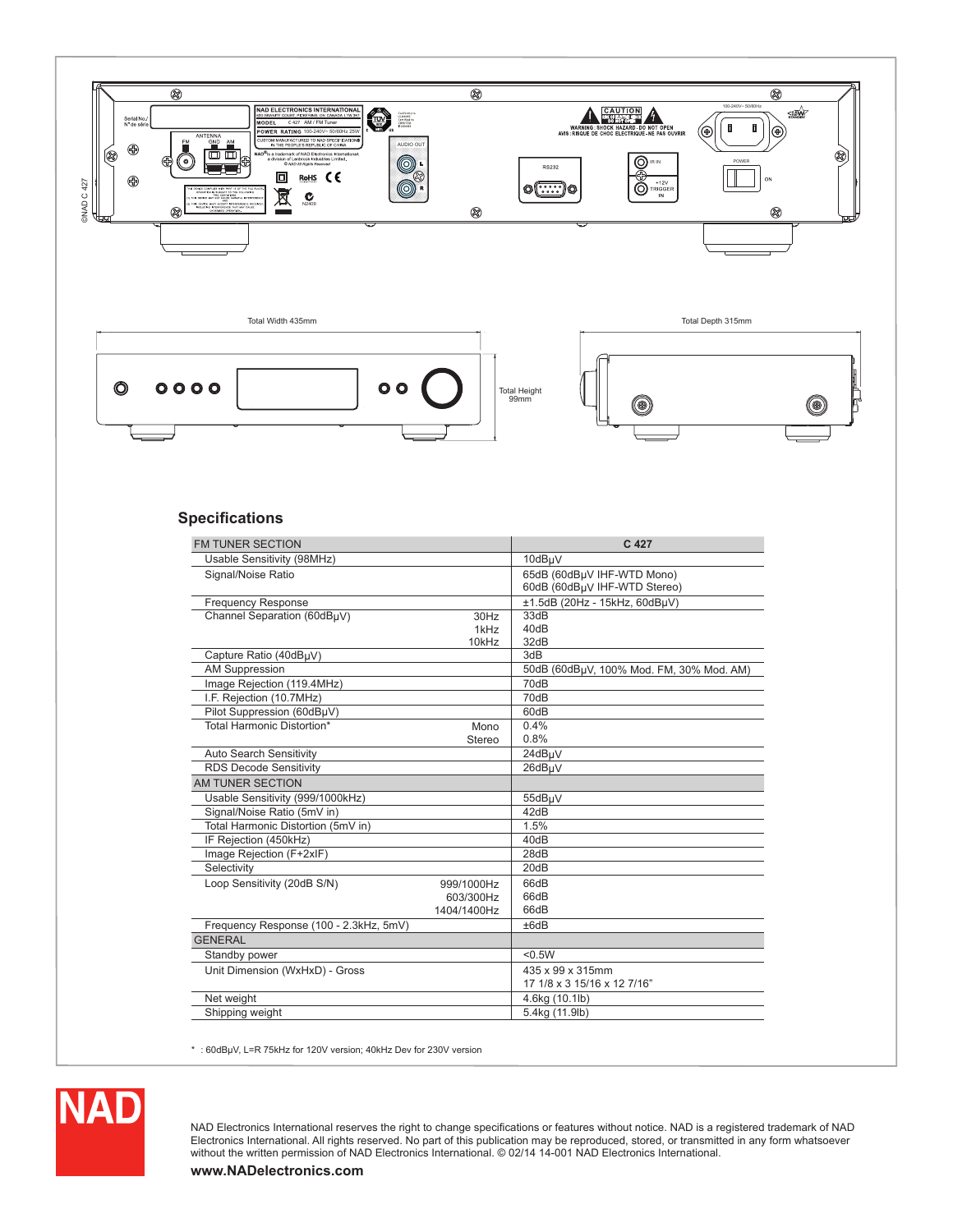Total Width 435mm

Total Height 99mm

Total Depth 315mm

## Specifications

| FM TUNER SECTION | | C 427 |
|---|---|---|
| Usable Sensitivity (98MHz) | | 10dBμV |
| Signal/Noise Ratio | | 65dB (60dBμV IHF-WTD Mono)<br>60dB (60dBμV IHF-WTD Stereo) |
| Frequency Response | | ±1.5dB (20Hz - 15kHz, 60dBμV) |
| Channel Separation (60dBμV) | 30Hz<br>1kHz<br>10kHz | 33dB<br>40dB<br>32dB |
| Capture Ratio (40dBμV) | | 3dB |
| AM Suppression | | 50dB (60dBμV, 100% Mod. FM, 30% Mod. AM) |
| Image Rejection (119.4MHz) | | 70dB |
| I.F. Rejection (10.7MHz) | | 70dB |
| Pilot Suppression (60dBμV) | | 60dB |
| Total Harmonic Distortion* | Mono<br>Stereo | 0.4%<br>0.8% |
| Auto Search Sensitivity | | 24dBμV |
| RDS Decode Sensitivity | | 26dBμV |
| AM TUNER SECTION | | |
| Usable Sensitivity (999/1000kHz) | | 55dBμV |
| Signal/Noise Ratio (5mV in) | | 42dB |
| Total Harmonic Distortion (5mV in) | | 1.5% |
| IF Rejection (450kHz) | | 40dB |
| Image Rejection (F+2xIF) | | 28dB |
| Selectivity | | 20dB |
| Loop Sensitivity (20dB S/N) | 999/1000Hz<br>603/300Hz<br>1404/1400Hz | 66dB<br>66dB<br>66dB |
| Frequency Response (100 - 2.3kHz, 5mV) | | ±6dB |
| GENERAL | | |
| Standby power | | <0.5W |
| Unit Dimension (WxHxD) - Gross | | 435 x 99 x 315mm<br>17 1/8 x 3 15/16 x 12 7/16" |
| Net weight | | 4.6kg (10.1lb) |
| Shipping weight | | 5.4kg (11.9lb) |

* : 60dBμV, L=R 75kHz for 120V version; 40kHz Dev for 230V version

NAD Electronics International reserves the right to change specifications or features without notice. NAD is a registered trademark of NAD Electronics International. All rights reserved. No part of this publication may be reproduced, stored, or transmitted in any form whatsoever without the written permission of NAD Electronics International. © 02/14 14-001 NAD Electronics International.

**www.NADelectronics.com**